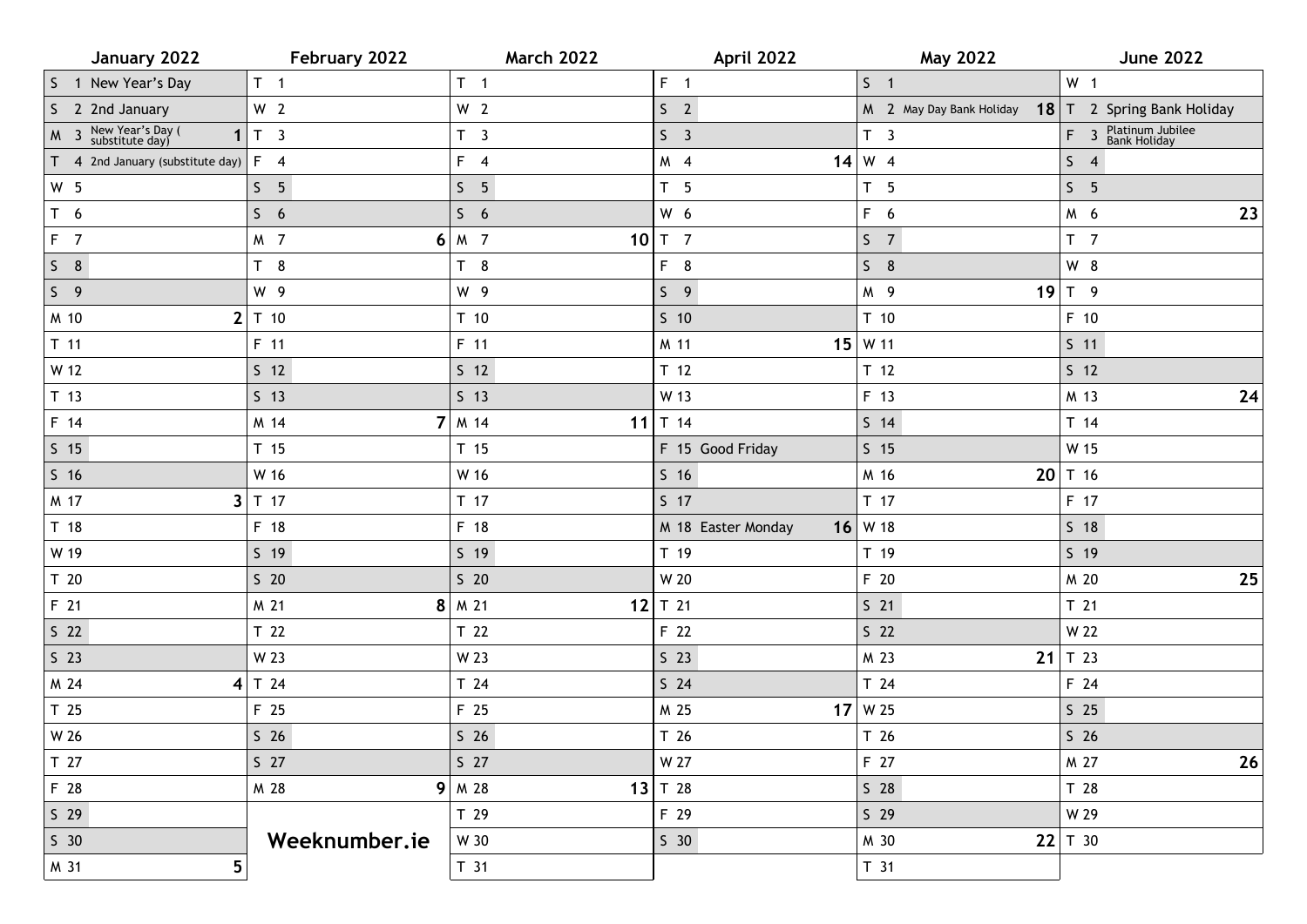| January 2022 | February 2022 | March 2022 | April 2022 | May 2022 | June 2022 |
|---|---|---|---|---|---|
| S 1 New Year's Day | T 1 | T 1 | F 1 | S 1 | W 1 |
| S 2 2nd January | W 2 | W 2 | S 2 | M 2 May Day Bank Holiday 18 | T 2 Spring Bank Holiday |
| M 3 New Year's Day (substitute day) 1 | T 3 | T 3 | S 3 | T 3 | F 3 Platinum Jubilee Bank Holiday |
| T 4 2nd January (substitute day) | F 4 | F 4 | M 4 14 | W 4 | S 4 |
| W 5 | S 5 | S 5 | T 5 | T 5 | S 5 |
| T 6 | S 6 | S 6 | W 6 | F 6 | M 6 23 |
| F 7 | M 7 6 | M 7 10 | T 7 | S 7 | T 7 |
| S 8 | T 8 | T 8 | F 8 | S 8 | W 8 |
| S 9 | W 9 | W 9 | S 9 | M 9 19 | T 9 |
| M 10 2 | T 10 | T 10 | S 10 | T 10 | F 10 |
| T 11 | F 11 | F 11 | M 11 15 | W 11 | S 11 |
| W 12 | S 12 | S 12 | T 12 | T 12 | S 12 |
| T 13 | S 13 | S 13 | W 13 | F 13 | M 13 24 |
| F 14 | M 14 7 | M 14 11 | T 14 | S 14 | T 14 |
| S 15 | T 15 | T 15 | F 15 Good Friday | S 15 | W 15 |
| S 16 | W 16 | W 16 | S 16 | M 16 20 | T 16 |
| M 17 3 | T 17 | T 17 | S 17 | T 17 | F 17 |
| T 18 | F 18 | F 18 | M 18 Easter Monday 16 | W 18 | S 18 |
| W 19 | S 19 | S 19 | T 19 | T 19 | S 19 |
| T 20 | S 20 | S 20 | W 20 | F 20 | M 20 25 |
| F 21 | M 21 8 | M 21 12 | T 21 | S 21 | T 21 |
| S 22 | T 22 | T 22 | F 22 | S 22 | W 22 |
| S 23 | W 23 | W 23 | S 23 | M 23 21 | T 23 |
| M 24 4 | T 24 | T 24 | S 24 | T 24 | F 24 |
| T 25 | F 25 | F 25 | M 25 17 | W 25 | S 25 |
| W 26 | S 26 | S 26 | T 26 | T 26 | S 26 |
| T 27 | S 27 | S 27 | W 27 | F 27 | M 27 26 |
| F 28 | M 28 9 | M 28 13 | T 28 | S 28 | T 28 |
| S 29 | | T 29 | F 29 | S 29 | W 29 |
| S 30 | **Weeknumber.ie** | W 30 | S 30 | M 30 22 | T 30 |
| M 31 5 | | T 31 | | T 31 | |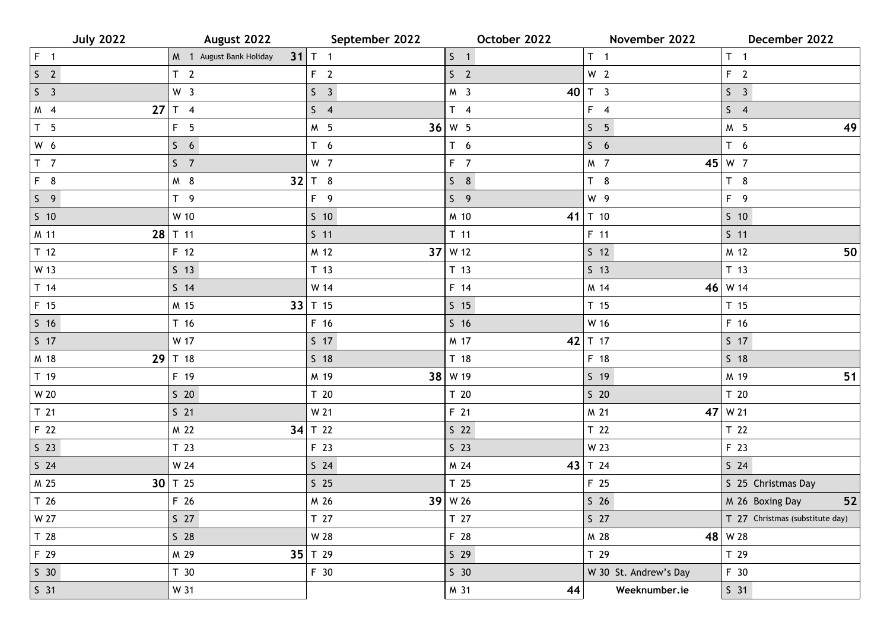| July 2022 | August 2022 | September 2022 | October 2022 | November 2022 | December 2022 |
|---|---|---|---|---|---|
| F 1 | M 1 August Bank Holiday 31 | T 1 | S 1 | T 1 | T 1 |
| S 2 | T 2 | F 2 | S 2 | W 2 | F 2 |
| S 3 | W 3 | S 3 | M 3 40 | T 3 | S 3 |
| M 4 27 | T 4 | S 4 | T 4 | F 4 | S 4 |
| T 5 | F 5 | M 5 36 | W 5 | S 5 | M 5 49 |
| W 6 | S 6 | T 6 | T 6 | S 6 | T 6 |
| T 7 | S 7 | W 7 | F 7 | M 7 45 | W 7 |
| F 8 | M 8 32 | T 8 | S 8 | T 8 | T 8 |
| S 9 | T 9 | F 9 | S 9 | W 9 | F 9 |
| S 10 | W 10 | S 10 | M 10 41 | T 10 | S 10 |
| M 11 28 | T 11 | S 11 | T 11 | F 11 | S 11 |
| T 12 | F 12 | M 12 37 | W 12 | S 12 | M 12 50 |
| W 13 | S 13 | T 13 | T 13 | S 13 | T 13 |
| T 14 | S 14 | W 14 | F 14 | M 14 46 | W 14 |
| F 15 | M 15 33 | T 15 | S 15 | T 15 | T 15 |
| S 16 | T 16 | F 16 | S 16 | W 16 | F 16 |
| S 17 | W 17 | S 17 | M 17 42 | T 17 | S 17 |
| M 18 29 | T 18 | S 18 | T 18 | F 18 | S 18 |
| T 19 | F 19 | M 19 38 | W 19 | S 19 | M 19 51 |
| W 20 | S 20 | T 20 | T 20 | S 20 | T 20 |
| T 21 | S 21 | W 21 | F 21 | M 21 47 | W 21 |
| F 22 | M 22 34 | T 22 | S 22 | T 22 | T 22 |
| S 23 | T 23 | F 23 | S 23 | W 23 | F 23 |
| S 24 | W 24 | S 24 | M 24 43 | T 24 | S 24 |
| M 25 30 | T 25 | S 25 | T 25 | F 25 | S 25 Christmas Day |
| T 26 | F 26 | M 26 39 | W 26 | S 26 | M 26 Boxing Day 52 |
| W 27 | S 27 | T 27 | T 27 | S 27 | T 27 Christmas (substitute day) |
| T 28 | S 28 | W 28 | F 28 | M 28 48 | W 28 |
| F 29 | M 29 35 | T 29 | S 29 | T 29 | T 29 |
| S 30 | T 30 | F 30 | S 30 | W 30 St. Andrew's Day | F 30 |
| S 31 | W 31 | | M 31 44 | **Weeknumber.ie** | S 31 |